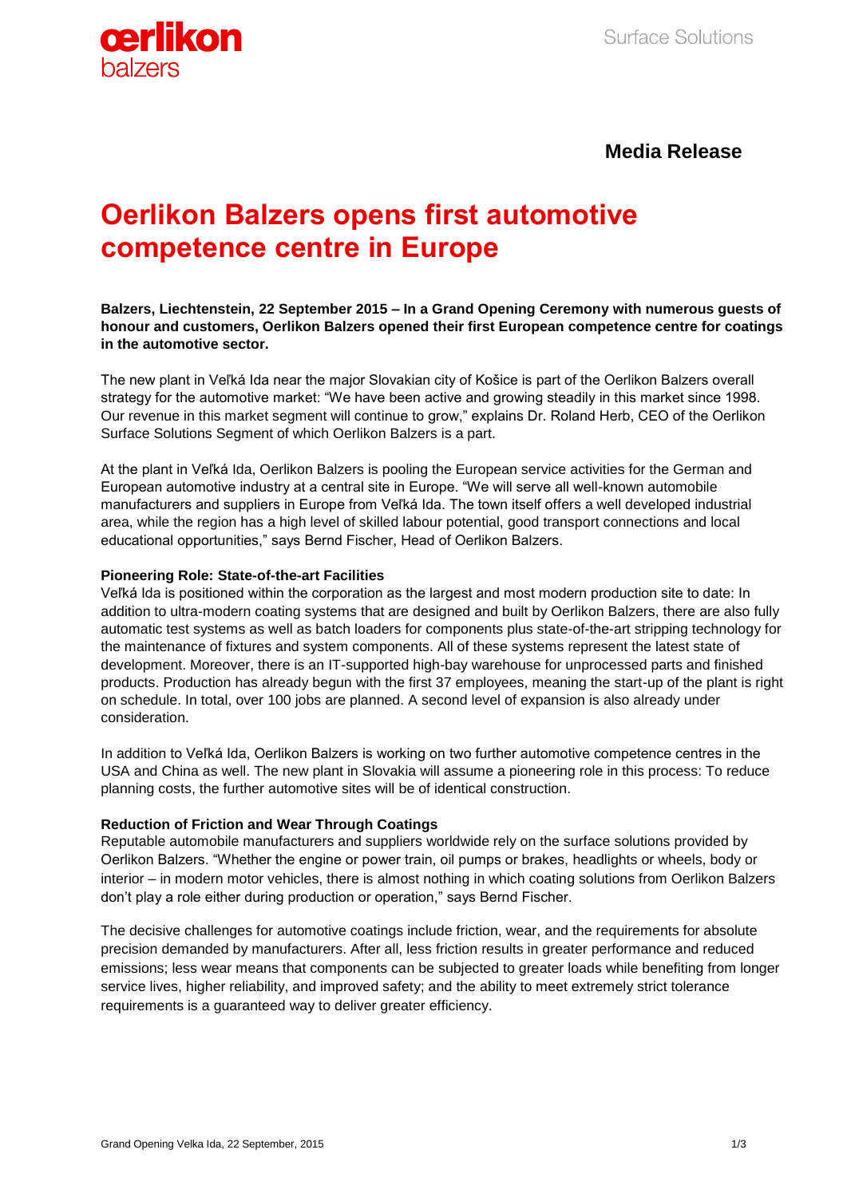**Media Release**

# Oerlikon Balzers opens first automotive competence centre in Europe

**Balzers, Liechtenstein, 22 September 2015 – In a Grand Opening Ceremony with numerous guests of honour and customers, Oerlikon Balzers opened their first European competence centre for coatings in the automotive sector.**

The new plant in Veľká Ida near the major Slovakian city of Košice is part of the Oerlikon Balzers overall strategy for the automotive market: "We have been active and growing steadily in this market since 1998. Our revenue in this market segment will continue to grow," explains Dr. Roland Herb, CEO of the Oerlikon Surface Solutions Segment of which Oerlikon Balzers is a part.

At the plant in Veľká Ida, Oerlikon Balzers is pooling the European service activities for the German and European automotive industry at a central site in Europe. "We will serve all well-known automobile manufacturers and suppliers in Europe from Veľká Ida. The town itself offers a well developed industrial area, while the region has a high level of skilled labour potential, good transport connections and local educational opportunities," says Bernd Fischer, Head of Oerlikon Balzers.

**Pioneering Role: State-of-the-art Facilities**

Veľká Ida is positioned within the corporation as the largest and most modern production site to date: In addition to ultra-modern coating systems that are designed and built by Oerlikon Balzers, there are also fully automatic test systems as well as batch loaders for components plus state-of-the-art stripping technology for the maintenance of fixtures and system components. All of these systems represent the latest state of development. Moreover, there is an IT-supported high-bay warehouse for unprocessed parts and finished products. Production has already begun with the first 37 employees, meaning the start-up of the plant is right on schedule. In total, over 100 jobs are planned. A second level of expansion is also already under consideration.

In addition to Veľká Ida, Oerlikon Balzers is working on two further automotive competence centres in the USA and China as well. The new plant in Slovakia will assume a pioneering role in this process: To reduce planning costs, the further automotive sites will be of identical construction.

**Reduction of Friction and Wear Through Coatings**

Reputable automobile manufacturers and suppliers worldwide rely on the surface solutions provided by Oerlikon Balzers. "Whether the engine or power train, oil pumps or brakes, headlights or wheels, body or interior – in modern motor vehicles, there is almost nothing in which coating solutions from Oerlikon Balzers don't play a role either during production or operation," says Bernd Fischer.

The decisive challenges for automotive coatings include friction, wear, and the requirements for absolute precision demanded by manufacturers. After all, less friction results in greater performance and reduced emissions; less wear means that components can be subjected to greater loads while benefiting from longer service lives, higher reliability, and improved safety; and the ability to meet extremely strict tolerance requirements is a guaranteed way to deliver greater efficiency.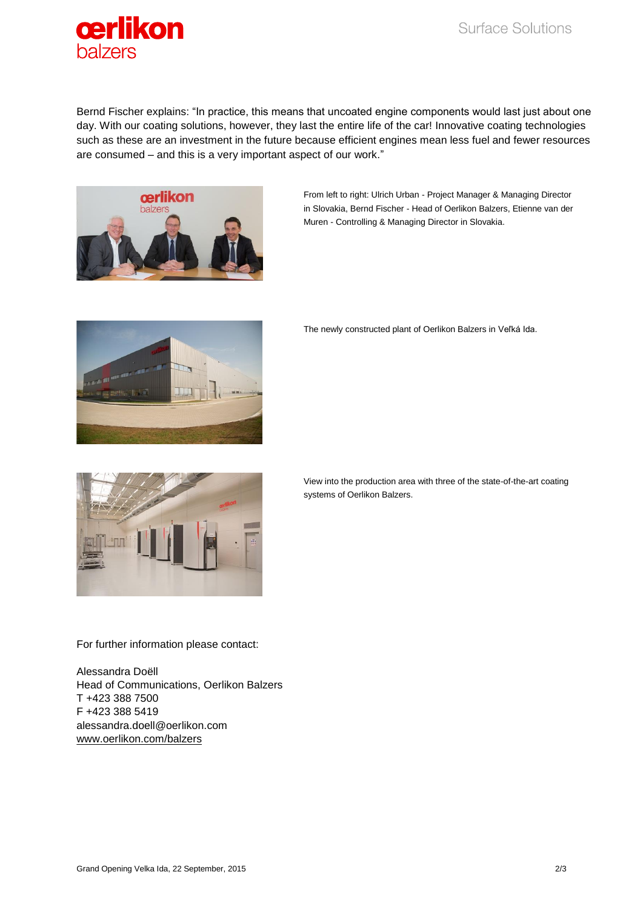Bernd Fischer explains: "In practice, this means that uncoated engine components would last just about one day. With our coating solutions, however, they last the entire life of the car! Innovative coating technologies such as these are an investment in the future because efficient engines mean less fuel and fewer resources are consumed – and this is a very important aspect of our work."

From left to right: Ulrich Urban - Project Manager & Managing Director in Slovakia, Bernd Fischer - Head of Oerlikon Balzers, Etienne van der Muren - Controlling & Managing Director in Slovakia.

The newly constructed plant of Oerlikon Balzers in Veľká Ida.

View into the production area with three of the state-of-the-art coating systems of Oerlikon Balzers.

For further information please contact:

Alessandra Doëll
Head of Communications, Oerlikon Balzers
T +423 388 7500
F +423 388 5419
alessandra.doell@oerlikon.com
www.oerlikon.com/balzers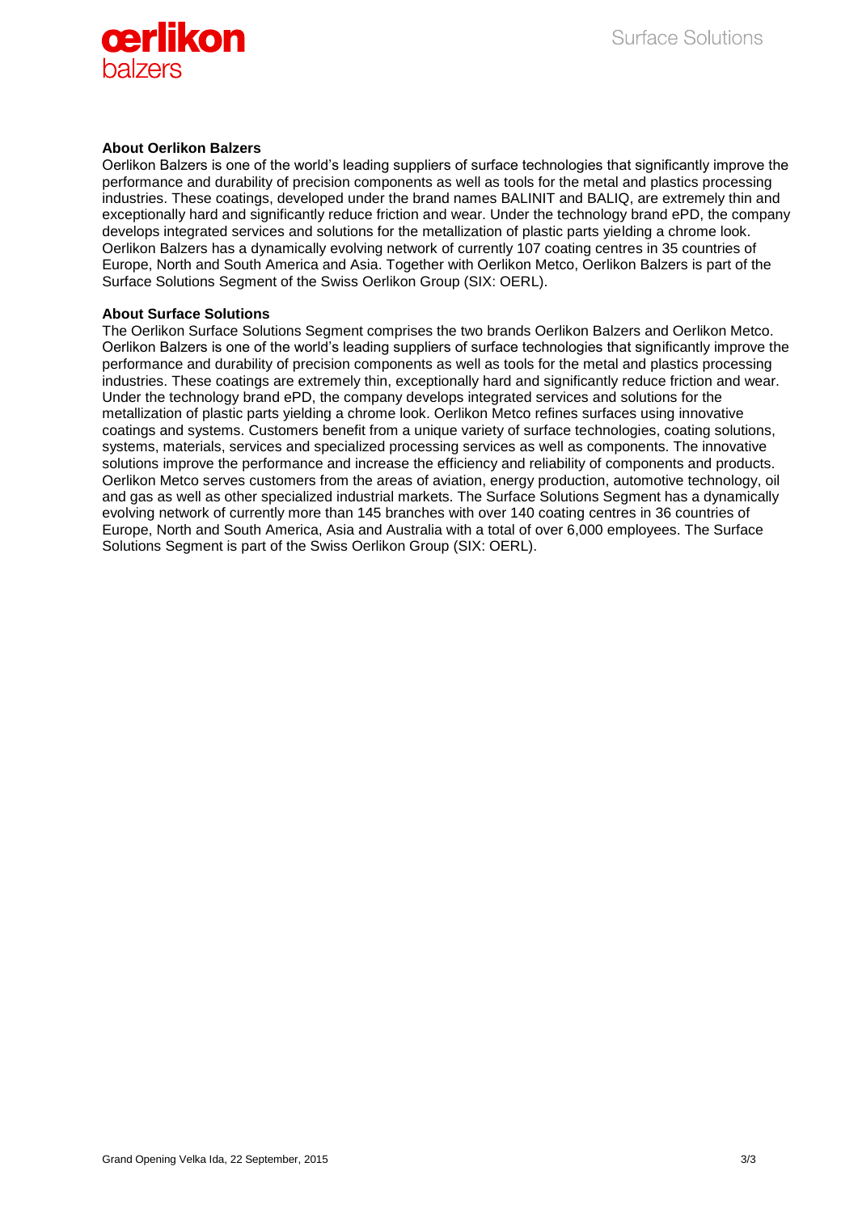**About Oerlikon Balzers**

Oerlikon Balzers is one of the world's leading suppliers of surface technologies that significantly improve the performance and durability of precision components as well as tools for the metal and plastics processing industries. These coatings, developed under the brand names BALINIT and BALIQ, are extremely thin and exceptionally hard and significantly reduce friction and wear. Under the technology brand ePD, the company develops integrated services and solutions for the metallization of plastic parts yielding a chrome look. Oerlikon Balzers has a dynamically evolving network of currently 107 coating centres in 35 countries of Europe, North and South America and Asia. Together with Oerlikon Metco, Oerlikon Balzers is part of the Surface Solutions Segment of the Swiss Oerlikon Group (SIX: OERL).

**About Surface Solutions**

The Oerlikon Surface Solutions Segment comprises the two brands Oerlikon Balzers and Oerlikon Metco. Oerlikon Balzers is one of the world's leading suppliers of surface technologies that significantly improve the performance and durability of precision components as well as tools for the metal and plastics processing industries. These coatings are extremely thin, exceptionally hard and significantly reduce friction and wear. Under the technology brand ePD, the company develops integrated services and solutions for the metallization of plastic parts yielding a chrome look. Oerlikon Metco refines surfaces using innovative coatings and systems. Customers benefit from a unique variety of surface technologies, coating solutions, systems, materials, services and specialized processing services as well as components. The innovative solutions improve the performance and increase the efficiency and reliability of components and products. Oerlikon Metco serves customers from the areas of aviation, energy production, automotive technology, oil and gas as well as other specialized industrial markets. The Surface Solutions Segment has a dynamically evolving network of currently more than 145 branches with over 140 coating centres in 36 countries of Europe, North and South America, Asia and Australia with a total of over 6,000 employees. The Surface Solutions Segment is part of the Swiss Oerlikon Group (SIX: OERL).